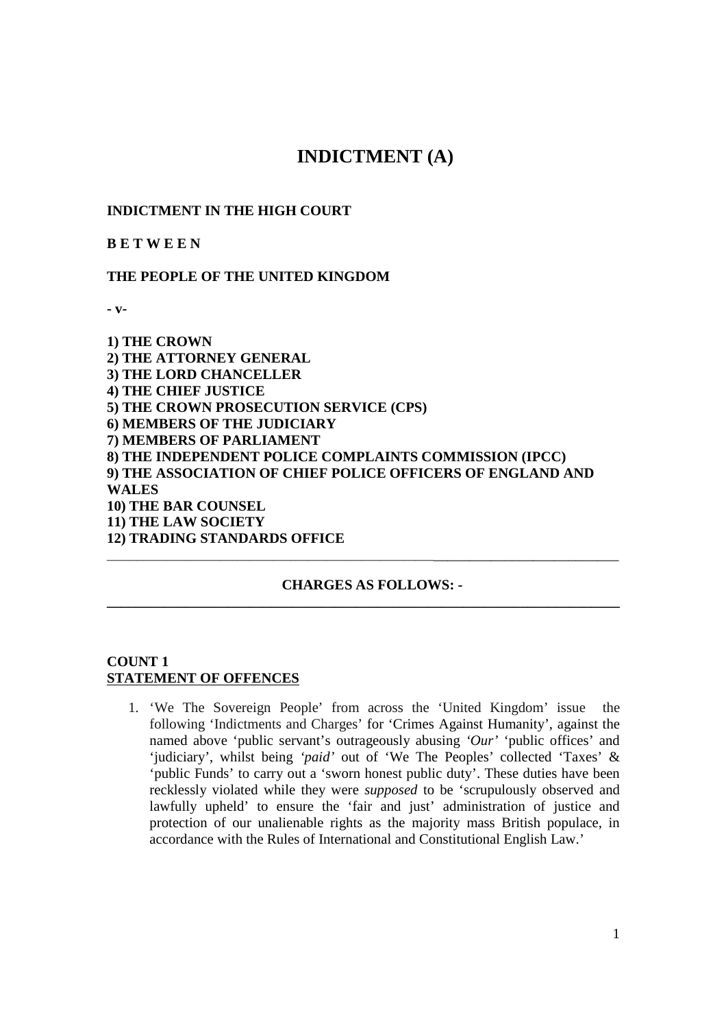# INDICTMENT (A)

**INDICTMENT IN THE HIGH COURT**

**B E T W E E N**

**THE PEOPLE OF THE UNITED KINGDOM**

**- v-**

**1) THE CROWN**
**2) THE ATTORNEY GENERAL**
**3) THE LORD CHANCELLER**
**4) THE CHIEF JUSTICE**
**5) THE CROWN PROSECUTION SERVICE (CPS)**
**6) MEMBERS OF THE JUDICIARY**
**7) MEMBERS OF PARLIAMENT**
**8) THE INDEPENDENT POLICE COMPLAINTS COMMISSION (IPCC)**
**9) THE ASSOCIATION OF CHIEF POLICE OFFICERS OF ENGLAND AND WALES**
**10) THE BAR COUNSEL**
**11) THE LAW SOCIETY**
**12) TRADING STANDARDS OFFICE**

---

**CHARGES AS FOLLOWS: -**

---

**COUNT 1**
**STATEMENT OF OFFENCES**

1. 'We The Sovereign People' from across the 'United Kingdom' issue the following 'Indictments and Charges' for 'Crimes Against Humanity', against the named above 'public servant's outrageously abusing *'Our'* 'public offices' and 'judiciary', whilst being *'paid'* out of 'We The Peoples' collected 'Taxes' & 'public Funds' to carry out a 'sworn honest public duty'. These duties have been recklessly violated while they were *supposed* to be 'scrupulously observed and lawfully upheld' to ensure the 'fair and just' administration of justice and protection of our unalienable rights as the majority mass British populace, in accordance with the Rules of International and Constitutional English Law.'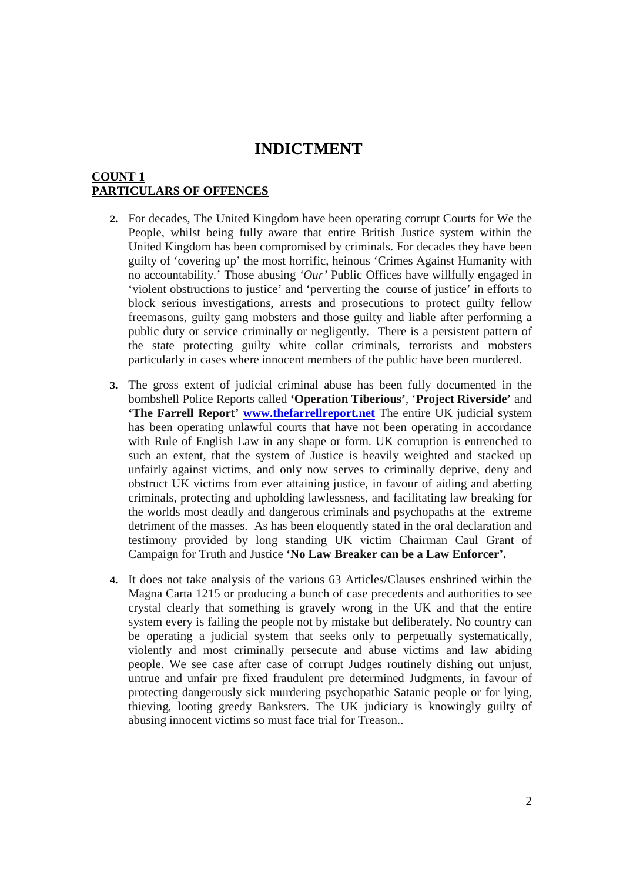# INDICTMENT

**COUNT 1**
**PARTICULARS OF OFFENCES**

2. For decades, The United Kingdom have been operating corrupt Courts for We the People, whilst being fully aware that entire British Justice system within the United Kingdom has been compromised by criminals. For decades they have been guilty of 'covering up' the most horrific, heinous 'Crimes Against Humanity with no accountability.' Those abusing *'Our'* Public Offices have willfully engaged in 'violent obstructions to justice' and 'perverting the course of justice' in efforts to block serious investigations, arrests and prosecutions to protect guilty fellow freemasons, guilty gang mobsters and those guilty and liable after performing a public duty or service criminally or negligently. There is a persistent pattern of the state protecting guilty white collar criminals, terrorists and mobsters particularly in cases where innocent members of the public have been murdered.

3. The gross extent of judicial criminal abuse has been fully documented in the bombshell Police Reports called **'Operation Tiberious'**, '**Project Riverside'** and **'The Farrell Report' www.thefarrellreport.net** The entire UK judicial system has been operating unlawful courts that have not been operating in accordance with Rule of English Law in any shape or form. UK corruption is entrenched to such an extent, that the system of Justice is heavily weighted and stacked up unfairly against victims, and only now serves to criminally deprive, deny and obstruct UK victims from ever attaining justice, in favour of aiding and abetting criminals, protecting and upholding lawlessness, and facilitating law breaking for the worlds most deadly and dangerous criminals and psychopaths at the extreme detriment of the masses. As has been eloquently stated in the oral declaration and testimony provided by long standing UK victim Chairman Caul Grant of Campaign for Truth and Justice **'No Law Breaker can be a Law Enforcer'.**

4. It does not take analysis of the various 63 Articles/Clauses enshrined within the Magna Carta 1215 or producing a bunch of case precedents and authorities to see crystal clearly that something is gravely wrong in the UK and that the entire system every is failing the people not by mistake but deliberately. No country can be operating a judicial system that seeks only to perpetually systematically, violently and most criminally persecute and abuse victims and law abiding people. We see case after case of corrupt Judges routinely dishing out unjust, untrue and unfair pre fixed fraudulent pre determined Judgments, in favour of protecting dangerously sick murdering psychopathic Satanic people or for lying, thieving, looting greedy Banksters. The UK judiciary is knowingly guilty of abusing innocent victims so must face trial for Treason..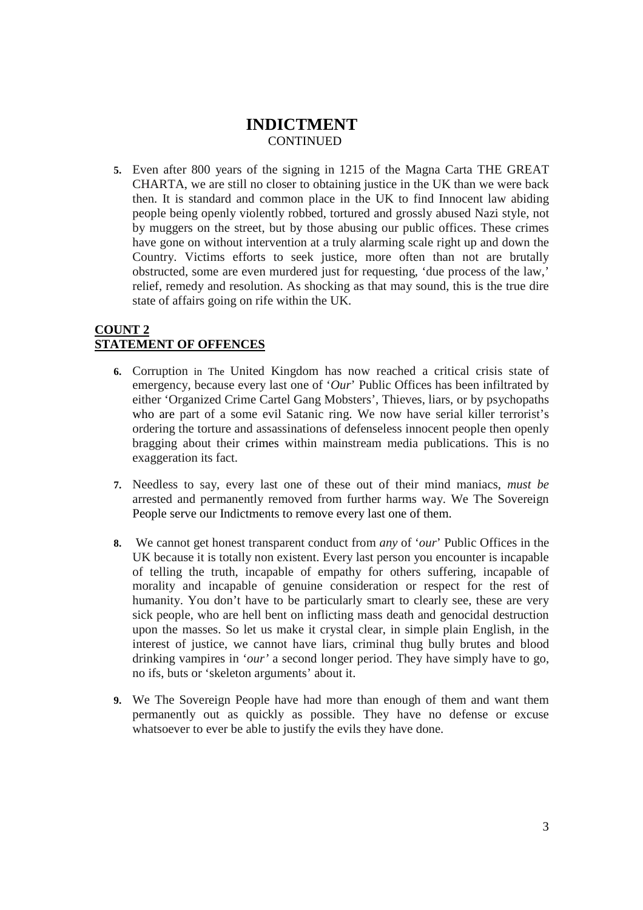# INDICTMENT
CONTINUED

5. Even after 800 years of the signing in 1215 of the Magna Carta THE GREAT CHARTA, we are still no closer to obtaining justice in the UK than we were back then. It is standard and common place in the UK to find Innocent law abiding people being openly violently robbed, tortured and grossly abused Nazi style, not by muggers on the street, but by those abusing our public offices. These crimes have gone on without intervention at a truly alarming scale right up and down the Country. Victims efforts to seek justice, more often than not are brutally obstructed, some are even murdered just for requesting, 'due process of the law,' relief, remedy and resolution. As shocking as that may sound, this is the true dire state of affairs going on rife within the UK.

## COUNT 2
## STATEMENT OF OFFENCES

6. Corruption in The United Kingdom has now reached a critical crisis state of emergency, because every last one of '*Our*' Public Offices has been infiltrated by either 'Organized Crime Cartel Gang Mobsters', Thieves, liars, or by psychopaths who are part of a some evil Satanic ring. We now have serial killer terrorist's ordering the torture and assassinations of defenseless innocent people then openly bragging about their crimes within mainstream media publications. This is no exaggeration its fact.

7. Needless to say, every last one of these out of their mind maniacs, *must be* arrested and permanently removed from further harms way. We The Sovereign People serve our Indictments to remove every last one of them.

8. We cannot get honest transparent conduct from *any* of '*our*' Public Offices in the UK because it is totally non existent. Every last person you encounter is incapable of telling the truth, incapable of empathy for others suffering, incapable of morality and incapable of genuine consideration or respect for the rest of humanity. You don't have to be particularly smart to clearly see, these are very sick people, who are hell bent on inflicting mass death and genocidal destruction upon the masses. So let us make it crystal clear, in simple plain English, in the interest of justice, we cannot have liars, criminal thug bully brutes and blood drinking vampires in '*our*' a second longer period. They have simply have to go, no ifs, buts or 'skeleton arguments' about it.

9. We The Sovereign People have had more than enough of them and want them permanently out as quickly as possible. They have no defense or excuse whatsoever to ever be able to justify the evils they have done.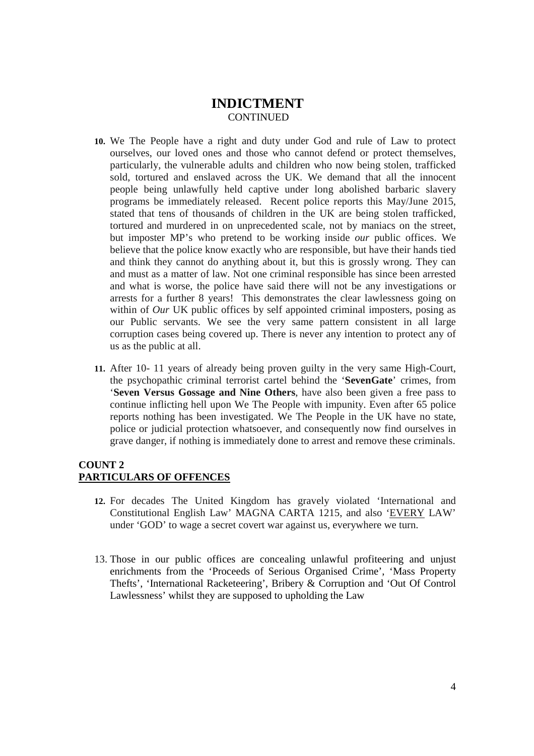# INDICTMENT

CONTINUED

10. We The People have a right and duty under God and rule of Law to protect ourselves, our loved ones and those who cannot defend or protect themselves, particularly, the vulnerable adults and children who now being stolen, trafficked sold, tortured and enslaved across the UK. We demand that all the innocent people being unlawfully held captive under long abolished barbaric slavery programs be immediately released. Recent police reports this May/June 2015, stated that tens of thousands of children in the UK are being stolen trafficked, tortured and murdered in on unprecedented scale, not by maniacs on the street, but imposter MP's who pretend to be working inside *our* public offices. We believe that the police know exactly who are responsible, but have their hands tied and think they cannot do anything about it, but this is grossly wrong. They can and must as a matter of law. Not one criminal responsible has since been arrested and what is worse, the police have said there will not be any investigations or arrests for a further 8 years! This demonstrates the clear lawlessness going on within of *Our* UK public offices by self appointed criminal imposters, posing as our Public servants. We see the very same pattern consistent in all large corruption cases being covered up. There is never any intention to protect any of us as the public at all.

11. After 10- 11 years of already being proven guilty in the very same High-Court, the psychopathic criminal terrorist cartel behind the '**SevenGate**' crimes, from '**Seven Versus Gossage and Nine Others**, have also been given a free pass to continue inflicting hell upon We The People with impunity. Even after 65 police reports nothing has been investigated. We The People in the UK have no state, police or judicial protection whatsoever, and consequently now find ourselves in grave danger, if nothing is immediately done to arrest and remove these criminals.

## COUNT 2

## PARTICULARS OF OFFENCES

12. For decades The United Kingdom has gravely violated 'International and Constitutional English Law' MAGNA CARTA 1215, and also '<u>EVERY</u> LAW' under 'GOD' to wage a secret covert war against us, everywhere we turn.

13. Those in our public offices are concealing unlawful profiteering and unjust enrichments from the 'Proceeds of Serious Organised Crime', 'Mass Property Thefts', 'International Racketeering', Bribery & Corruption and 'Out Of Control Lawlessness' whilst they are supposed to upholding the Law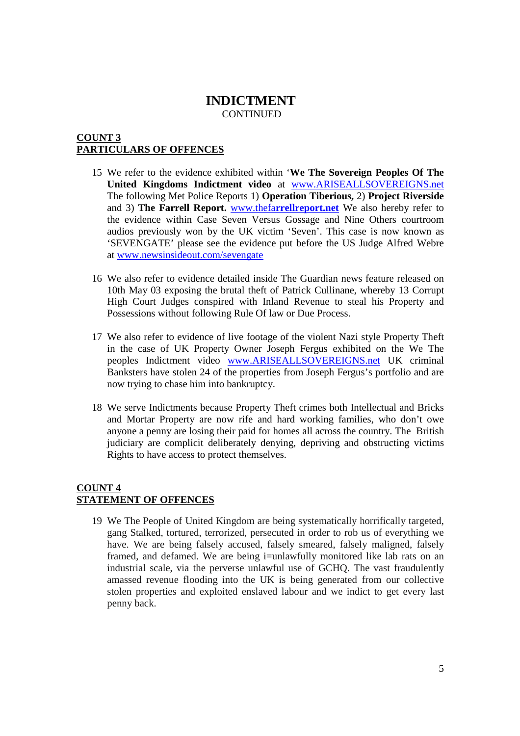# INDICTMENT

CONTINUED

**COUNT 3**
**PARTICULARS OF OFFENCES**

15 We refer to the evidence exhibited within '**We The Sovereign Peoples Of The United Kingdoms Indictment video** at www.ARISEALLSOVEREIGNS.net The following Met Police Reports 1) **Operation Tiberious,** 2) **Project Riverside** and 3) **The Farrell Report.** www.thefarrellreport.net We also hereby refer to the evidence within Case Seven Versus Gossage and Nine Others courtroom audios previously won by the UK victim 'Seven'. This case is now known as 'SEVENGATE' please see the evidence put before the US Judge Alfred Webre at www.newsinsideout.com/sevengate

16 We also refer to evidence detailed inside The Guardian news feature released on 10th May 03 exposing the brutal theft of Patrick Cullinane, whereby 13 Corrupt High Court Judges conspired with Inland Revenue to steal his Property and Possessions without following Rule Of law or Due Process.

17 We also refer to evidence of live footage of the violent Nazi style Property Theft in the case of UK Property Owner Joseph Fergus exhibited on the We The peoples Indictment video www.ARISEALLSOVEREIGNS.net UK criminal Banksters have stolen 24 of the properties from Joseph Fergus's portfolio and are now trying to chase him into bankruptcy.

18 We serve Indictments because Property Theft crimes both Intellectual and Bricks and Mortar Property are now rife and hard working families, who don't owe anyone a penny are losing their paid for homes all across the country. The British judiciary are complicit deliberately denying, depriving and obstructing victims Rights to have access to protect themselves.

**COUNT 4**
**STATEMENT OF OFFENCES**

19 We The People of United Kingdom are being systematically horrifically targeted, gang Stalked, tortured, terrorized, persecuted in order to rob us of everything we have. We are being falsely accused, falsely smeared, falsely maligned, falsely framed, and defamed. We are being i=unlawfully monitored like lab rats on an industrial scale, via the perverse unlawful use of GCHQ. The vast fraudulently amassed revenue flooding into the UK is being generated from our collective stolen properties and exploited enslaved labour and we indict to get every last penny back.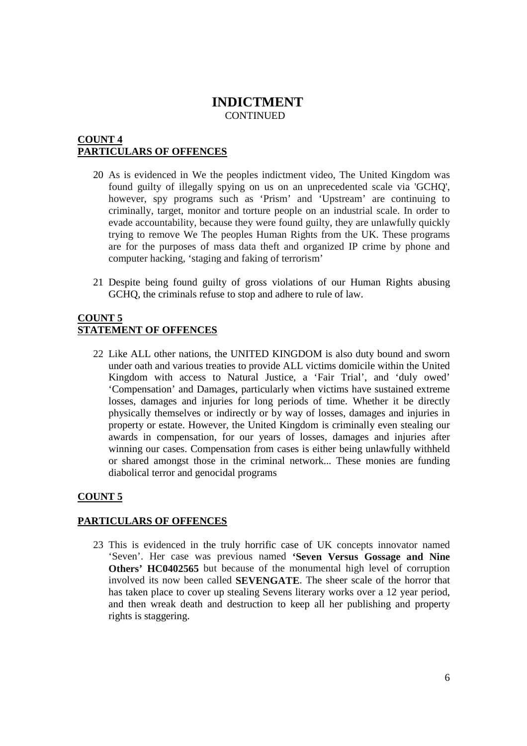# INDICTMENT

CONTINUED

**COUNT 4**

**PARTICULARS OF OFFENCES**

20 As is evidenced in We the peoples indictment video, The United Kingdom was found guilty of illegally spying on us on an unprecedented scale via 'GCHQ', however, spy programs such as 'Prism' and 'Upstream' are continuing to criminally, target, monitor and torture people on an industrial scale. In order to evade accountability, because they were found guilty, they are unlawfully quickly trying to remove We The peoples Human Rights from the UK. These programs are for the purposes of mass data theft and organized IP crime by phone and computer hacking, 'staging and faking of terrorism'

21 Despite being found guilty of gross violations of our Human Rights abusing GCHQ, the criminals refuse to stop and adhere to rule of law.

**COUNT 5**

**STATEMENT OF OFFENCES**

22 Like ALL other nations, the UNITED KINGDOM is also duty bound and sworn under oath and various treaties to provide ALL victims domicile within the United Kingdom with access to Natural Justice, a 'Fair Trial', and 'duly owed' 'Compensation' and Damages, particularly when victims have sustained extreme losses, damages and injuries for long periods of time. Whether it be directly physically themselves or indirectly or by way of losses, damages and injuries in property or estate. However, the United Kingdom is criminally even stealing our awards in compensation, for our years of losses, damages and injuries after winning our cases. Compensation from cases is either being unlawfully withheld or shared amongst those in the criminal network... These monies are funding diabolical terror and genocidal programs

**COUNT 5**

**PARTICULARS OF OFFENCES**

23 This is evidenced in the truly horrific case of UK concepts innovator named 'Seven'. Her case was previous named **'Seven Versus Gossage and Nine Others' HC0402565** but because of the monumental high level of corruption involved its now been called **SEVENGATE**. The sheer scale of the horror that has taken place to cover up stealing Sevens literary works over a 12 year period, and then wreak death and destruction to keep all her publishing and property rights is staggering.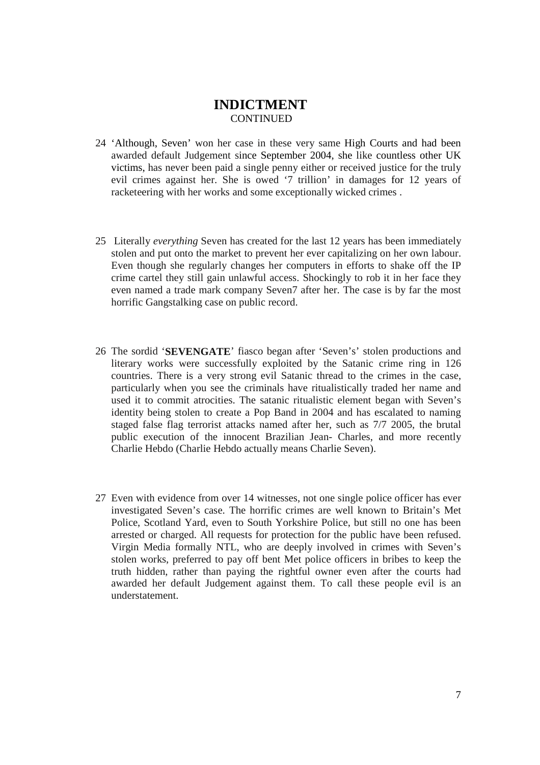# INDICTMENT

CONTINUED

24 'Although, Seven' won her case in these very same High Courts and had been awarded default Judgement since September 2004, she like countless other UK victims, has never been paid a single penny either or received justice for the truly evil crimes against her. She is owed '7 trillion' in damages for 12 years of racketeering with her works and some exceptionally wicked crimes .

25 Literally *everything* Seven has created for the last 12 years has been immediately stolen and put onto the market to prevent her ever capitalizing on her own labour. Even though she regularly changes her computers in efforts to shake off the IP crime cartel they still gain unlawful access. Shockingly to rob it in her face they even named a trade mark company Seven7 after her. The case is by far the most horrific Gangstalking case on public record.

26 The sordid '**SEVENGATE**' fiasco began after 'Seven's' stolen productions and literary works were successfully exploited by the Satanic crime ring in 126 countries. There is a very strong evil Satanic thread to the crimes in the case, particularly when you see the criminals have ritualistically traded her name and used it to commit atrocities. The satanic ritualistic element began with Seven's identity being stolen to create a Pop Band in 2004 and has escalated to naming staged false flag terrorist attacks named after her, such as 7/7 2005, the brutal public execution of the innocent Brazilian Jean- Charles, and more recently Charlie Hebdo (Charlie Hebdo actually means Charlie Seven).

27 Even with evidence from over 14 witnesses, not one single police officer has ever investigated Seven's case. The horrific crimes are well known to Britain's Met Police, Scotland Yard, even to South Yorkshire Police, but still no one has been arrested or charged. All requests for protection for the public have been refused. Virgin Media formally NTL, who are deeply involved in crimes with Seven's stolen works, preferred to pay off bent Met police officers in bribes to keep the truth hidden, rather than paying the rightful owner even after the courts had awarded her default Judgement against them. To call these people evil is an understatement.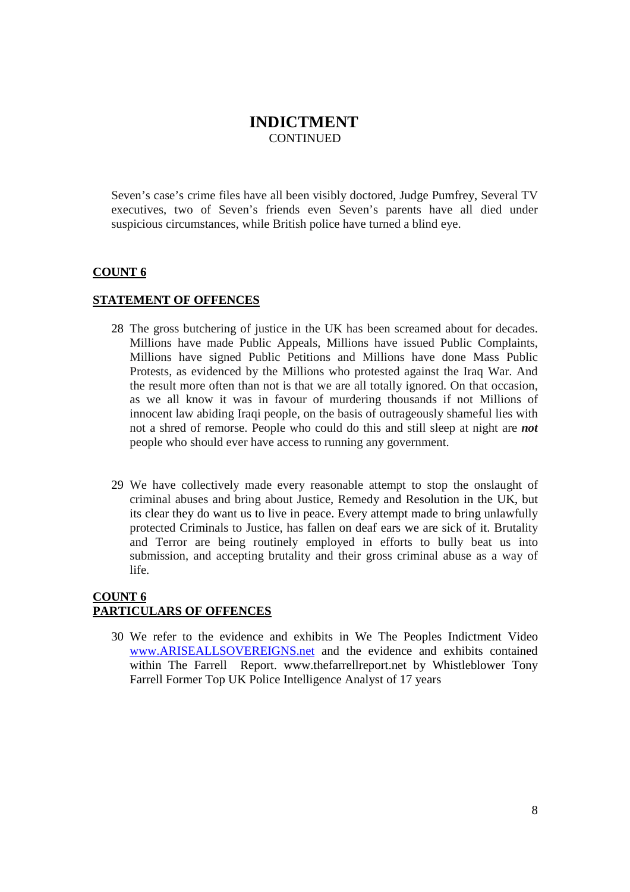# INDICTMENT
CONTINUED

Seven's case's crime files have all been visibly doctored, Judge Pumfrey, Several TV executives, two of Seven's friends even Seven's parents have all died under suspicious circumstances, while British police have turned a blind eye.

## COUNT 6

## STATEMENT OF OFFENCES

28 The gross butchering of justice in the UK has been screamed about for decades. Millions have made Public Appeals, Millions have issued Public Complaints, Millions have signed Public Petitions and Millions have done Mass Public Protests, as evidenced by the Millions who protested against the Iraq War. And the result more often than not is that we are all totally ignored. On that occasion, as we all know it was in favour of murdering thousands if not Millions of innocent law abiding Iraqi people, on the basis of outrageously shameful lies with not a shred of remorse. People who could do this and still sleep at night are ***not*** people who should ever have access to running any government.

29 We have collectively made every reasonable attempt to stop the onslaught of criminal abuses and bring about Justice, Remedy and Resolution in the UK, but its clear they do want us to live in peace. Every attempt made to bring unlawfully protected Criminals to Justice, has fallen on deaf ears we are sick of it. Brutality and Terror are being routinely employed in efforts to bully beat us into submission, and accepting brutality and their gross criminal abuse as a way of life.

## COUNT 6
## PARTICULARS OF OFFENCES

30 We refer to the evidence and exhibits in We The Peoples Indictment Video www.ARISEALLSOVEREIGNS.net and the evidence and exhibits contained within The Farrell Report. www.thefarrellreport.net by Whistleblower Tony Farrell Former Top UK Police Intelligence Analyst of 17 years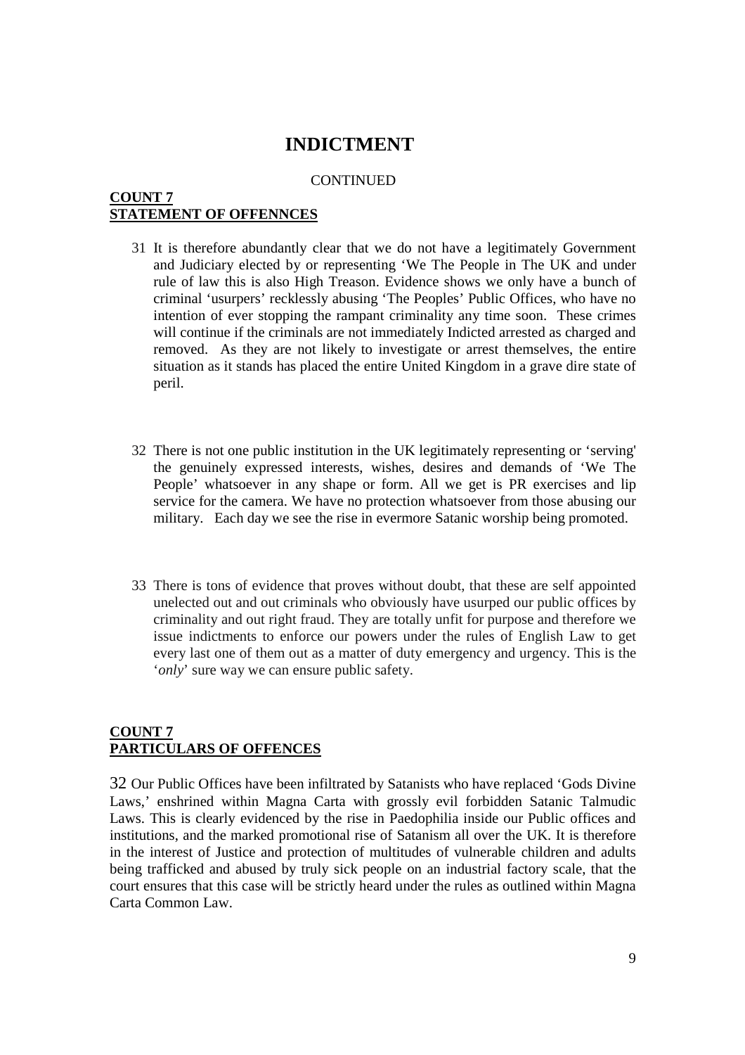# INDICTMENT

CONTINUED

**COUNT 7**
**STATEMENT OF OFFENNCES**

31 It is therefore abundantly clear that we do not have a legitimately Government and Judiciary elected by or representing 'We The People in The UK and under rule of law this is also High Treason. Evidence shows we only have a bunch of criminal 'usurpers' recklessly abusing 'The Peoples' Public Offices, who have no intention of ever stopping the rampant criminality any time soon. These crimes will continue if the criminals are not immediately Indicted arrested as charged and removed. As they are not likely to investigate or arrest themselves, the entire situation as it stands has placed the entire United Kingdom in a grave dire state of peril.

32 There is not one public institution in the UK legitimately representing or 'serving' the genuinely expressed interests, wishes, desires and demands of 'We The People' whatsoever in any shape or form. All we get is PR exercises and lip service for the camera. We have no protection whatsoever from those abusing our military. Each day we see the rise in evermore Satanic worship being promoted.

33 There is tons of evidence that proves without doubt, that these are self appointed unelected out and out criminals who obviously have usurped our public offices by criminality and out right fraud. They are totally unfit for purpose and therefore we issue indictments to enforce our powers under the rules of English Law to get every last one of them out as a matter of duty emergency and urgency. This is the '*only*' sure way we can ensure public safety.

**COUNT 7**
**PARTICULARS OF OFFENCES**

32 Our Public Offices have been infiltrated by Satanists who have replaced 'Gods Divine Laws,' enshrined within Magna Carta with grossly evil forbidden Satanic Talmudic Laws. This is clearly evidenced by the rise in Paedophilia inside our Public offices and institutions, and the marked promotional rise of Satanism all over the UK. It is therefore in the interest of Justice and protection of multitudes of vulnerable children and adults being trafficked and abused by truly sick people on an industrial factory scale, that the court ensures that this case will be strictly heard under the rules as outlined within Magna Carta Common Law.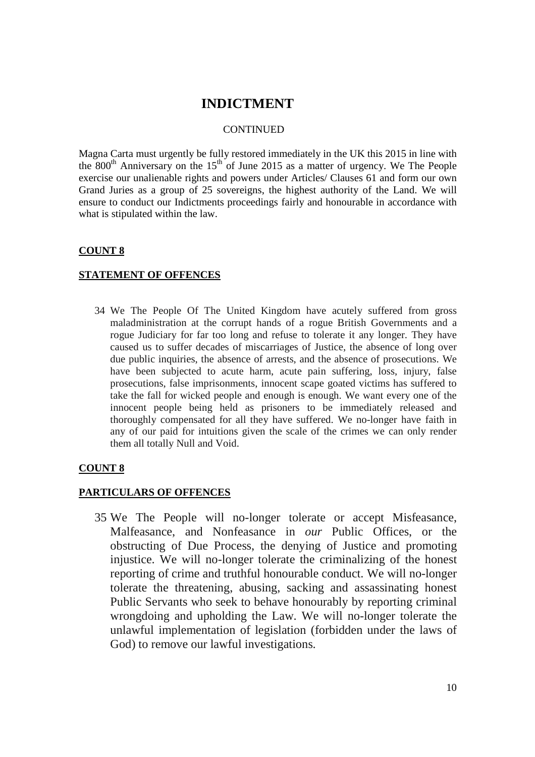# INDICTMENT

CONTINUED

Magna Carta must urgently be fully restored immediately in the UK this 2015 in line with the 800[th] Anniversary on the 15[th] of June 2015 as a matter of urgency. We The People exercise our unalienable rights and powers under Articles/ Clauses 61 and form our own Grand Juries as a group of 25 sovereigns, the highest authority of the Land. We will ensure to conduct our Indictments proceedings fairly and honourable in accordance with what is stipulated within the law.

**COUNT 8**

**STATEMENT OF OFFENCES**

34 We The People Of The United Kingdom have acutely suffered from gross maladministration at the corrupt hands of a rogue British Governments and a rogue Judiciary for far too long and refuse to tolerate it any longer. They have caused us to suffer decades of miscarriages of Justice, the absence of long over due public inquiries, the absence of arrests, and the absence of prosecutions. We have been subjected to acute harm, acute pain suffering, loss, injury, false prosecutions, false imprisonments, innocent scape goated victims has suffered to take the fall for wicked people and enough is enough. We want every one of the innocent people being held as prisoners to be immediately released and thoroughly compensated for all they have suffered. We no-longer have faith in any of our paid for intuitions given the scale of the crimes we can only render them all totally Null and Void.

**COUNT 8**

**PARTICULARS OF OFFENCES**

35 We The People will no-longer tolerate or accept Misfeasance, Malfeasance, and Nonfeasance in *our* Public Offices, or the obstructing of Due Process, the denying of Justice and promoting injustice. We will no-longer tolerate the criminalizing of the honest reporting of crime and truthful honourable conduct. We will no-longer tolerate the threatening, abusing, sacking and assassinating honest Public Servants who seek to behave honourably by reporting criminal wrongdoing and upholding the Law. We will no-longer tolerate the unlawful implementation of legislation (forbidden under the laws of God) to remove our lawful investigations.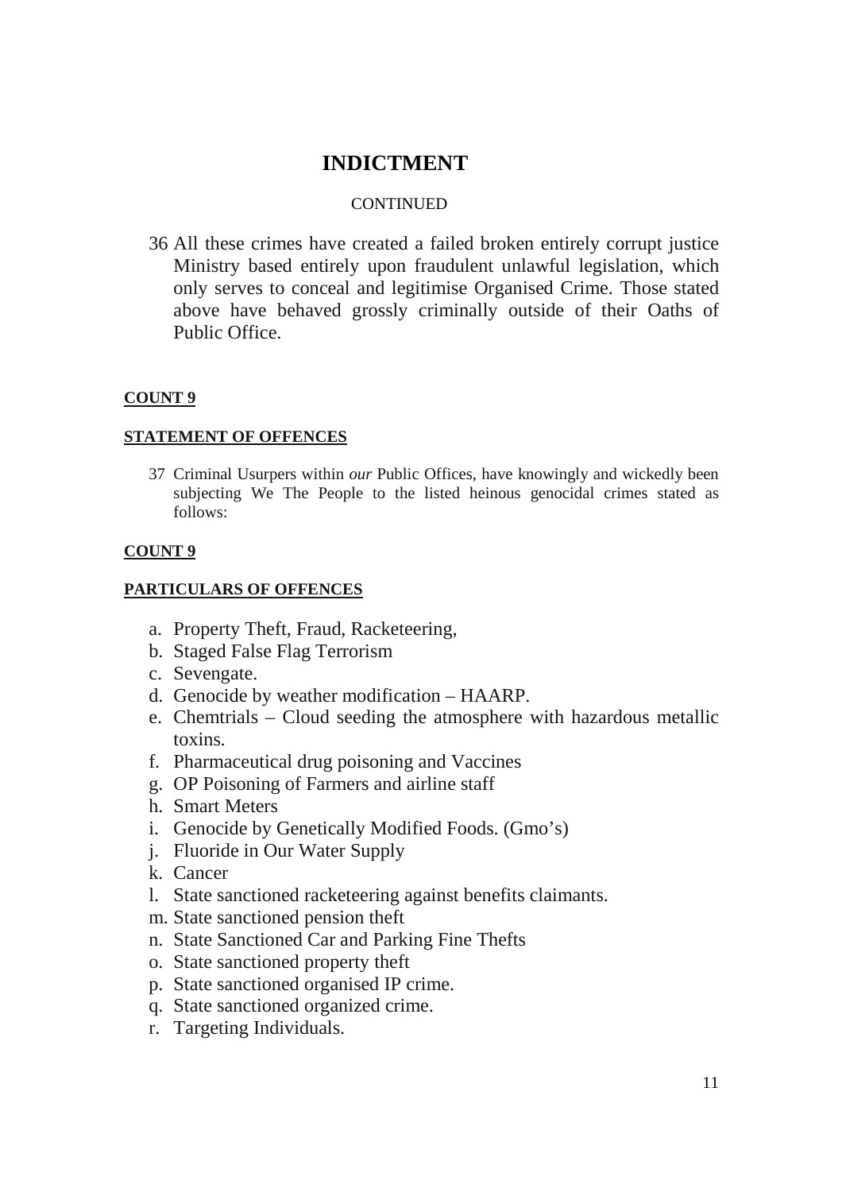# INDICTMENT

CONTINUED

36 All these crimes have created a failed broken entirely corrupt justice Ministry based entirely upon fraudulent unlawful legislation, which only serves to conceal and legitimise Organised Crime. Those stated above have behaved grossly criminally outside of their Oaths of Public Office.

**COUNT 9**

**STATEMENT OF OFFENCES**

37 Criminal Usurpers within *our* Public Offices, have knowingly and wickedly been subjecting We The People to the listed heinous genocidal crimes stated as follows:

**COUNT 9**

**PARTICULARS OF OFFENCES**

a. Property Theft, Fraud, Racketeering,
b. Staged False Flag Terrorism
c. Sevengate.
d. Genocide by weather modification – HAARP.
e. Chemtrials – Cloud seeding the atmosphere with hazardous metallic toxins.
f. Pharmaceutical drug poisoning and Vaccines
g. OP Poisoning of Farmers and airline staff
h. Smart Meters
i. Genocide by Genetically Modified Foods. (Gmo's)
j. Fluoride in Our Water Supply
k. Cancer
l. State sanctioned racketeering against benefits claimants.
m. State sanctioned pension theft
n. State Sanctioned Car and Parking Fine Thefts
o. State sanctioned property theft
p. State sanctioned organised IP crime.
q. State sanctioned organized crime.
r. Targeting Individuals.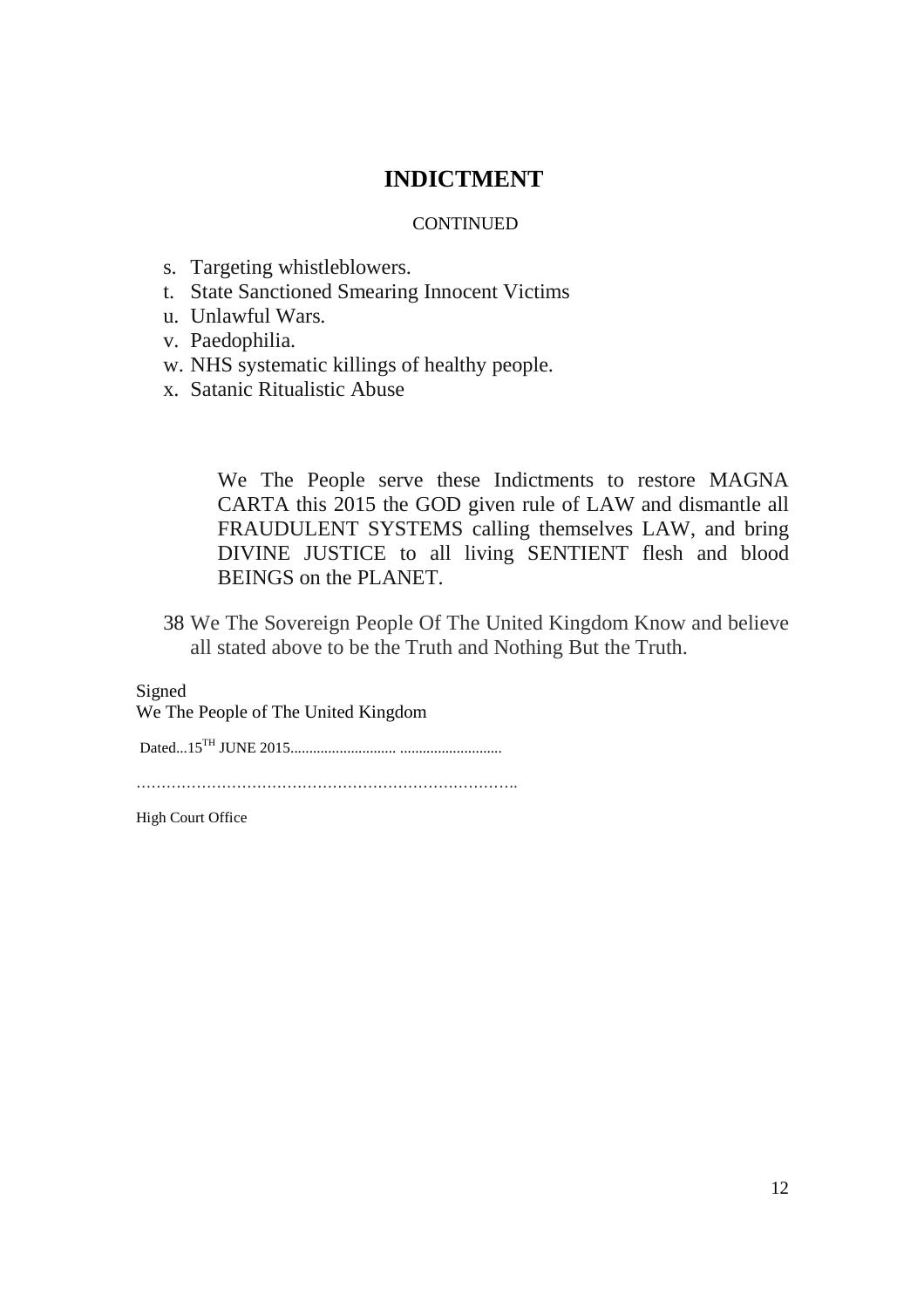# INDICTMENT

CONTINUED

s. Targeting whistleblowers.
t. State Sanctioned Smearing Innocent Victims
u. Unlawful Wars.
v. Paedophilia.
w. NHS systematic killings of healthy people.
x. Satanic Ritualistic Abuse

We The People serve these Indictments to restore MAGNA CARTA this 2015 the GOD given rule of LAW and dismantle all FRAUDULENT SYSTEMS calling themselves LAW, and bring DIVINE JUSTICE to all living SENTIENT flesh and blood BEINGS on the PLANET.

38 We The Sovereign People Of The United Kingdom Know and believe all stated above to be the Truth and Nothing But the Truth.

Signed
We The People of The United Kingdom

Dated...15TH JUNE 2015............................ ...........................

…………………………………………………………………

High Court Office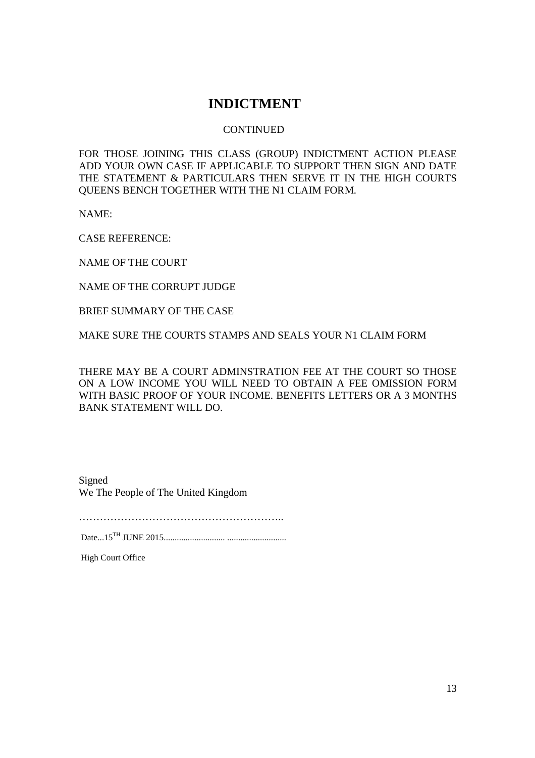# INDICTMENT

CONTINUED

FOR THOSE JOINING THIS CLASS (GROUP) INDICTMENT ACTION PLEASE ADD YOUR OWN CASE IF APPLICABLE TO SUPPORT THEN SIGN AND DATE THE STATEMENT & PARTICULARS THEN SERVE IT IN THE HIGH COURTS QUEENS BENCH TOGETHER WITH THE N1 CLAIM FORM.

NAME:

CASE REFERENCE:

NAME OF THE COURT

NAME OF THE CORRUPT JUDGE

BRIEF SUMMARY OF THE CASE

MAKE SURE THE COURTS STAMPS AND SEALS YOUR N1 CLAIM FORM

THERE MAY BE A COURT ADMINSTRATION FEE AT THE COURT SO THOSE ON A LOW INCOME YOU WILL NEED TO OBTAIN A FEE OMISSION FORM WITH BASIC PROOF OF YOUR INCOME. BENEFITS LETTERS OR A 3 MONTHS BANK STATEMENT WILL DO.

Signed
We The People of The United Kingdom

…………………………………………………..

Date...15TH JUNE 2015........................... ..........................

High Court Office